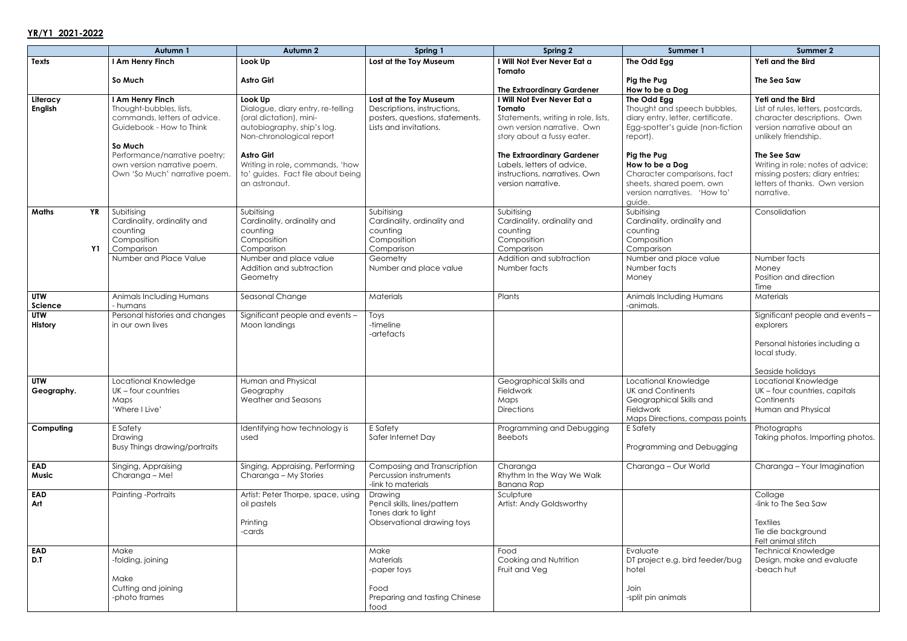## YR/Y1 2021-2022

| | Autumn 1 | Autumn 2 | Spring 1 | Spring 2 | Summer 1 | Summer 2 |
|---|---|---|---|---|---|---|
| **Texts** | **I Am Henry Finch**<br><br>**So Much** | **Look Up**<br><br>**Astro Girl** | **Lost at the Toy Museum** | **I Will Not Ever Never Eat a Tomato**<br><br>**The Extraordinary Gardener** | **The Odd Egg**<br><br>**Pig the Pug**<br>**How to be a Dog** | **Yeti and the Bird**<br><br>**The Sea Saw** |
| **Literacy English** | **I Am Henry Finch**<br>Thought-bubbles, lists, commands, letters of advice. Guidebook - How to Think<br><br>**So Much**<br>Performance/narrative poetry; own version narrative poem. Own 'So Much' narrative poem. | **Look Up**<br>Dialogue, diary entry, re-telling (oral dictation), mini-autobiography, ship's log. Non-chronological report<br><br>**Astro Girl**<br>Writing in role, commands, 'how to' guides. Fact file about being an astronaut. | **Lost at the Toy Museum**<br>Descriptions, instructions, posters, questions, statements. Lists and invitations. | **I Will Not Ever Never Eat a Tomato**<br>Statements, writing in role, lists, own version narrative. Own story about a fussy eater.<br><br>**The Extraordinary Gardener**<br>Labels, letters of advice, instructions, narratives. Own version narrative. | **The Odd Egg**<br>Thought and speech bubbles, diary entry, letter, certificate. Egg-spotter's guide (non-fiction report).<br><br>**Pig the Pug**<br>**How to be a Dog**<br>Character comparisons, fact sheets, shared poem, own version narratives. 'How to' guide. | **Yeti and the Bird**<br>List of rules, letters, postcards, character descriptions. Own version narrative about an unlikely friendship.<br><br>**The See Saw**<br>Writing in role; notes of advice; missing posters; diary entries; letters of thanks. Own version narrative. |
| **Maths YR** | Subitising<br>Cardinality, ordinality and counting<br>Composition<br>Comparison | Subitising<br>Cardinality, ordinality and counting<br>Composition<br>Comparison | Subitising<br>Cardinality, ordinality and counting<br>Composition<br>Comparison | Subitising<br>Cardinality, ordinality and counting<br>Composition<br>Comparison | Subitising<br>Cardinality, ordinality and counting<br>Composition<br>Comparison | Consolidation |
| **Y1** | Number and Place Value | Number and place value<br>Addition and subtraction<br>Geometry | Geometry<br>Number and place value | Addition and subtraction<br>Number facts | Number and place value<br>Number facts<br>Money | Number facts<br>Money<br>Position and direction<br>Time |
| **UTW Science** | Animals Including Humans<br>- humans | Seasonal Change | Materials | Plants | Animals Including Humans<br>-animals. | Materials |
| **UTW History** | Personal histories and changes in our own lives | Significant people and events – Moon landings | Toys<br>-timeline<br>-artefacts | | | Significant people and events – explorers<br><br>Personal histories including a local study.<br><br>Seaside holidays |
| **UTW Geography.** | Locational Knowledge<br>UK – four countries<br>Maps<br>'Where I Live' | Human and Physical Geography<br>Weather and Seasons | | Geographical Skills and Fieldwork<br>Maps<br>Directions | Locational Knowledge<br>UK and Continents<br>Geographical Skills and Fieldwork<br>Maps Directions, compass points | Locational Knowledge<br>UK – four countries, capitals<br>Continents<br>Human and Physical |
| **Computing** | E Safety<br>Drawing<br>Busy Things drawing/portraits | Identifying how technology is used | E Safety<br>Safer Internet Day | Programming and Debugging<br>Beebots | E Safety<br><br>Programming and Debugging | Photographs<br>Taking photos. Importing photos. |
| **EAD Music** | Singing, Appraising<br>Charanga – Me! | Singing, Appraising, Performing<br>Charanga – My Stories | Composing and Transcription<br>Percussion instruments<br>-link to materials | Charanga<br>Rhythm In the Way We Walk<br>Banana Rap | Charanga – Our World | Charanga – Your Imagination |
| **EAD Art** | Painting -Portraits | Artist: Peter Thorpe, space, using oil pastels<br><br>Printing<br>-cards | Drawing<br>Pencil skills, lines/pattern<br>Tones dark to light<br>Observational drawing toys | Sculpture<br>Artist: Andy Goldsworthy | | Collage<br>-link to The Sea Saw<br><br>Textiles<br>Tie die background<br>Felt animal stitch |
| **EAD D.T** | Make<br>-folding, joining<br><br>Make<br>Cutting and joining<br>-photo frames | | Make<br>Materials<br>-paper toys<br><br>Food<br>Preparing and tasting Chinese food | Food<br>Cooking and Nutrition<br>Fruit and Veg | Evaluate<br>DT project e.g. bird feeder/bug hotel<br><br>Join<br>-split pin animals | Technical Knowledge<br>Design, make and evaluate<br>-beach hut |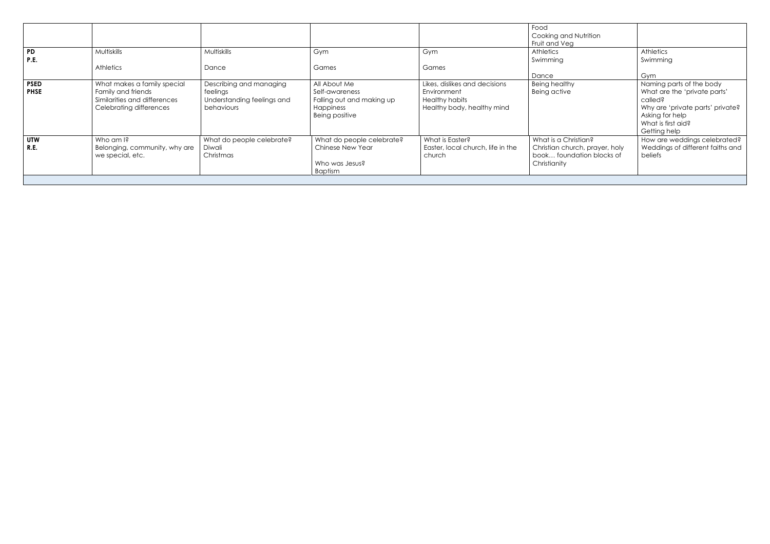| | | | | | | |
|---|---|---|---|---|---|---|
| | | | | | Food<br>Cooking and Nutrition<br>Fruit and Veg | |
| **PD**<br>**P.E.** | Multiskills<br><br>Athletics | Multiskills<br><br>Dance | Gym<br><br>Games | Gym<br><br>Games | Athletics<br>Swimming<br><br>Dance | Athletics<br>Swimming<br><br>Gym |
| **PSED**<br>**PHSE** | What makes a family special<br>Family and friends<br>Similarities and differences<br>Celebrating differences | Describing and managing feelings<br>Understanding feelings and behaviours | All About Me<br>Self-awareness<br>Falling out and making up<br>Happiness<br>Being positive | Likes, dislikes and decisions<br>Environment<br>Healthy habits<br>Healthy body, healthy mind | Being healthy<br>Being active | Naming parts of the body<br>What are the 'private parts' called?<br>Why are 'private parts' private?<br>Asking for help<br>What is first aid?<br>Getting help |
| **UTW**<br>**R.E.** | Who am I?<br>Belonging, community, why are we special, etc. | What do people celebrate?<br>Diwali<br>Christmas | What do people celebrate?<br>Chinese New Year<br><br>Who was Jesus?<br>Baptism | What is Easter?<br>Easter, local church, life in the church | What is a Christian?<br>Christian church, prayer, holy book… foundation blocks of Christianity | How are weddings celebrated?<br>Weddings of different faiths and beliefs |